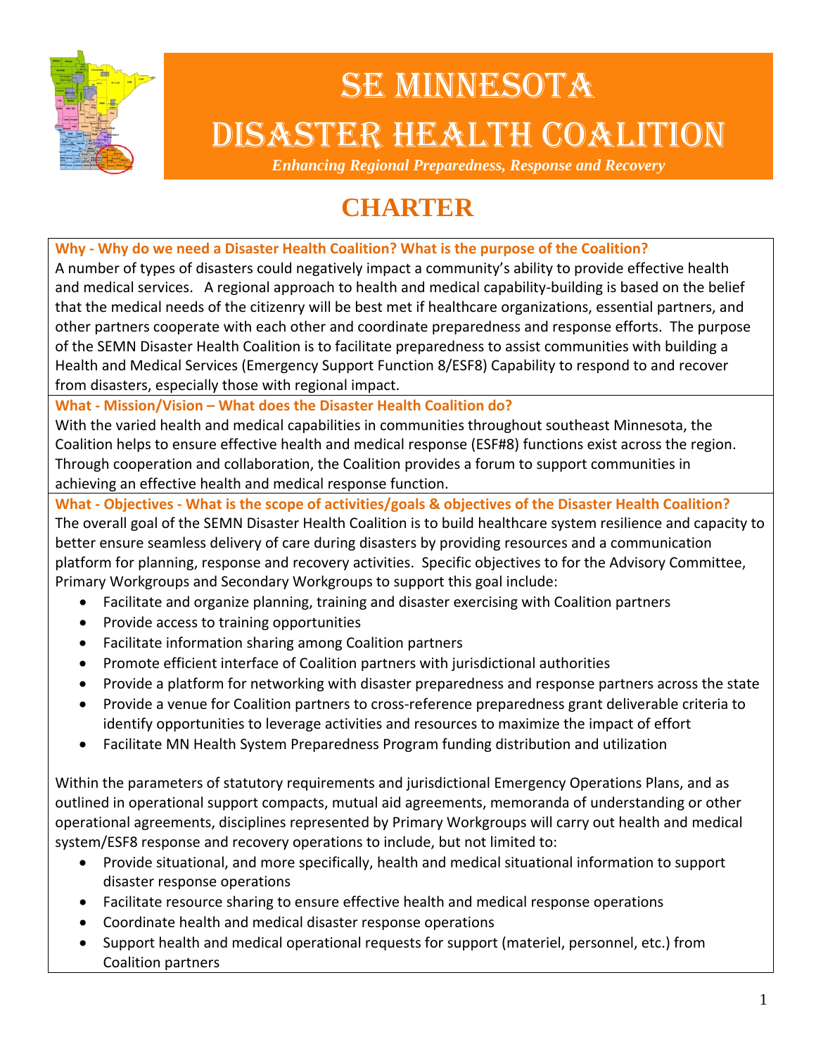# SE Minnesota Disaster Health Coalition

*Enhancing Regional Preparedness, Response and Recovery*

# CHARTER

**Why - Why do we need a Disaster Health Coalition? What is the purpose of the Coalition?**

A number of types of disasters could negatively impact a community's ability to provide effective health and medical services. A regional approach to health and medical capability-building is based on the belief that the medical needs of the citizenry will be best met if healthcare organizations, essential partners, and other partners cooperate with each other and coordinate preparedness and response efforts. The purpose of the SEMN Disaster Health Coalition is to facilitate preparedness to assist communities with building a Health and Medical Services (Emergency Support Function 8/ESF8) Capability to respond to and recover from disasters, especially those with regional impact.

**What - Mission/Vision – What does the Disaster Health Coalition do?**

With the varied health and medical capabilities in communities throughout southeast Minnesota, the Coalition helps to ensure effective health and medical response (ESF#8) functions exist across the region. Through cooperation and collaboration, the Coalition provides a forum to support communities in achieving an effective health and medical response function.

**What - Objectives - What is the scope of activities/goals & objectives of the Disaster Health Coalition?**

The overall goal of the SEMN Disaster Health Coalition is to build healthcare system resilience and capacity to better ensure seamless delivery of care during disasters by providing resources and a communication platform for planning, response and recovery activities. Specific objectives to for the Advisory Committee, Primary Workgroups and Secondary Workgroups to support this goal include:

- Facilitate and organize planning, training and disaster exercising with Coalition partners
- Provide access to training opportunities
- Facilitate information sharing among Coalition partners
- Promote efficient interface of Coalition partners with jurisdictional authorities
- Provide a platform for networking with disaster preparedness and response partners across the state
- Provide a venue for Coalition partners to cross-reference preparedness grant deliverable criteria to identify opportunities to leverage activities and resources to maximize the impact of effort
- Facilitate MN Health System Preparedness Program funding distribution and utilization

Within the parameters of statutory requirements and jurisdictional Emergency Operations Plans, and as outlined in operational support compacts, mutual aid agreements, memoranda of understanding or other operational agreements, disciplines represented by Primary Workgroups will carry out health and medical system/ESF8 response and recovery operations to include, but not limited to:

- Provide situational, and more specifically, health and medical situational information to support disaster response operations
- Facilitate resource sharing to ensure effective health and medical response operations
- Coordinate health and medical disaster response operations
- Support health and medical operational requests for support (materiel, personnel, etc.) from Coalition partners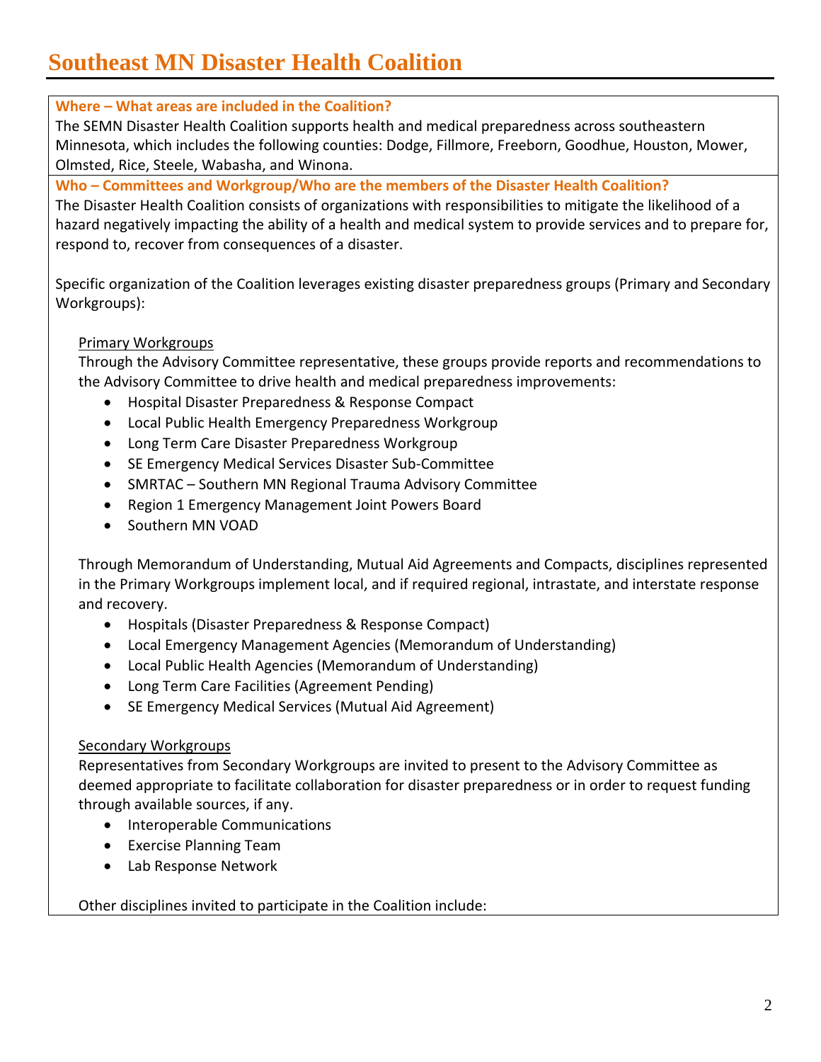# Southeast MN Disaster Health Coalition

**Where – What areas are included in the Coalition?**

The SEMN Disaster Health Coalition supports health and medical preparedness across southeastern Minnesota, which includes the following counties: Dodge, Fillmore, Freeborn, Goodhue, Houston, Mower, Olmsted, Rice, Steele, Wabasha, and Winona.

**Who – Committees and Workgroup/Who are the members of the Disaster Health Coalition?**

The Disaster Health Coalition consists of organizations with responsibilities to mitigate the likelihood of a hazard negatively impacting the ability of a health and medical system to provide services and to prepare for, respond to, recover from consequences of a disaster.

Specific organization of the Coalition leverages existing disaster preparedness groups (Primary and Secondary Workgroups):

<u>Primary Workgroups</u>

Through the Advisory Committee representative, these groups provide reports and recommendations to the Advisory Committee to drive health and medical preparedness improvements:

- Hospital Disaster Preparedness & Response Compact
- Local Public Health Emergency Preparedness Workgroup
- Long Term Care Disaster Preparedness Workgroup
- SE Emergency Medical Services Disaster Sub-Committee
- SMRTAC – Southern MN Regional Trauma Advisory Committee
- Region 1 Emergency Management Joint Powers Board
- Southern MN VOAD

Through Memorandum of Understanding, Mutual Aid Agreements and Compacts, disciplines represented in the Primary Workgroups implement local, and if required regional, intrastate, and interstate response and recovery.

- Hospitals (Disaster Preparedness & Response Compact)
- Local Emergency Management Agencies (Memorandum of Understanding)
- Local Public Health Agencies (Memorandum of Understanding)
- Long Term Care Facilities (Agreement Pending)
- SE Emergency Medical Services (Mutual Aid Agreement)

<u>Secondary Workgroups</u>

Representatives from Secondary Workgroups are invited to present to the Advisory Committee as deemed appropriate to facilitate collaboration for disaster preparedness or in order to request funding through available sources, if any.

- Interoperable Communications
- Exercise Planning Team
- Lab Response Network

Other disciplines invited to participate in the Coalition include: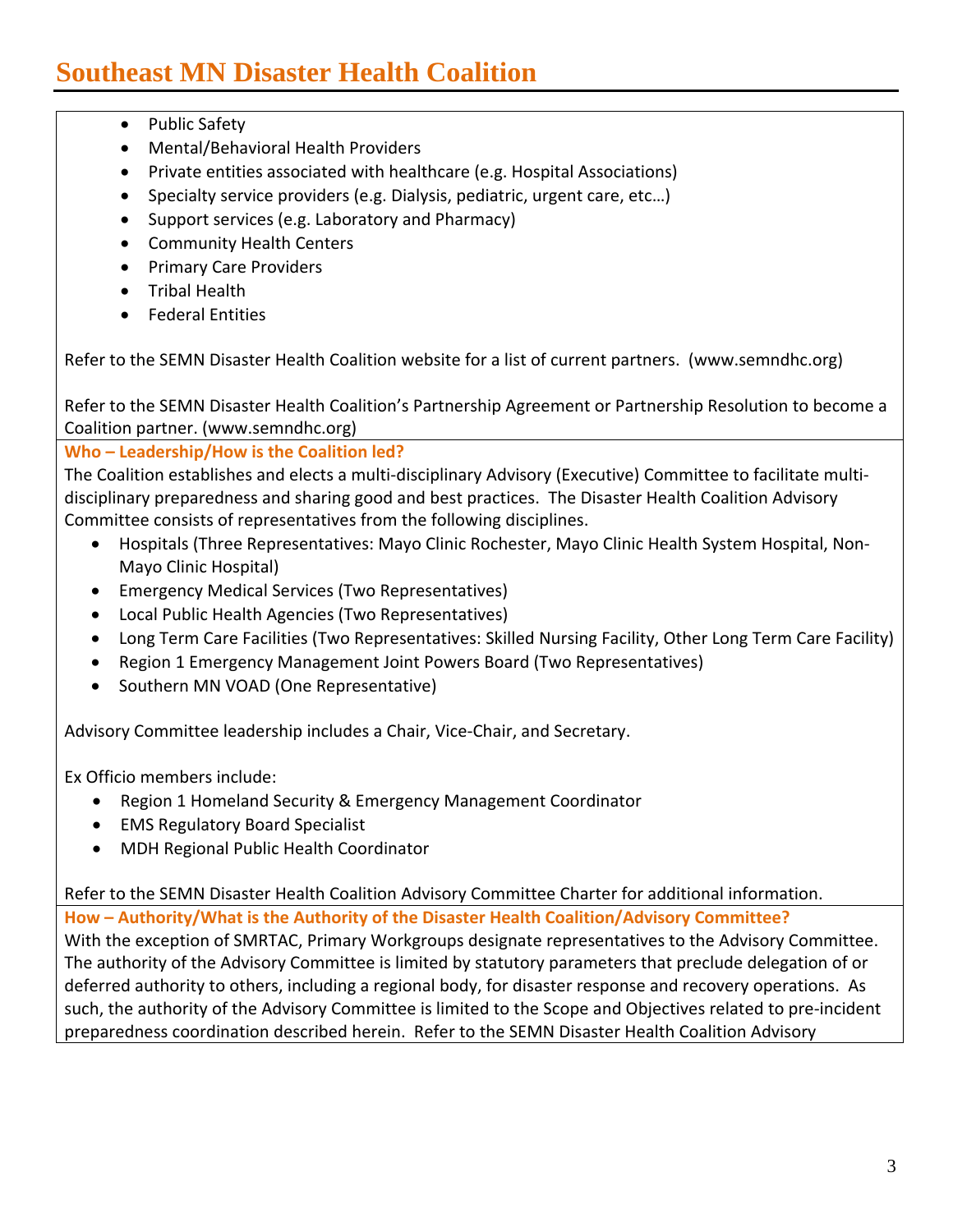- Public Safety
- Mental/Behavioral Health Providers
- Private entities associated with healthcare (e.g. Hospital Associations)
- Specialty service providers (e.g. Dialysis, pediatric, urgent care, etc…)
- Support services (e.g. Laboratory and Pharmacy)
- Community Health Centers
- Primary Care Providers
- Tribal Health
- Federal Entities

Refer to the SEMN Disaster Health Coalition website for a list of current partners. (www.semndhc.org)

Refer to the SEMN Disaster Health Coalition's Partnership Agreement or Partnership Resolution to become a Coalition partner. (www.semndhc.org)

**Who – Leadership/How is the Coalition led?**

The Coalition establishes and elects a multi-disciplinary Advisory (Executive) Committee to facilitate multi-disciplinary preparedness and sharing good and best practices. The Disaster Health Coalition Advisory Committee consists of representatives from the following disciplines.

- Hospitals (Three Representatives: Mayo Clinic Rochester, Mayo Clinic Health System Hospital, Non-Mayo Clinic Hospital)
- Emergency Medical Services (Two Representatives)
- Local Public Health Agencies (Two Representatives)
- Long Term Care Facilities (Two Representatives: Skilled Nursing Facility, Other Long Term Care Facility)
- Region 1 Emergency Management Joint Powers Board (Two Representatives)
- Southern MN VOAD (One Representative)

Advisory Committee leadership includes a Chair, Vice-Chair, and Secretary.

Ex Officio members include:

- Region 1 Homeland Security & Emergency Management Coordinator
- EMS Regulatory Board Specialist
- MDH Regional Public Health Coordinator

Refer to the SEMN Disaster Health Coalition Advisory Committee Charter for additional information.

**How – Authority/What is the Authority of the Disaster Health Coalition/Advisory Committee?**

With the exception of SMRTAC, Primary Workgroups designate representatives to the Advisory Committee. The authority of the Advisory Committee is limited by statutory parameters that preclude delegation of or deferred authority to others, including a regional body, for disaster response and recovery operations. As such, the authority of the Advisory Committee is limited to the Scope and Objectives related to pre-incident preparedness coordination described herein. Refer to the SEMN Disaster Health Coalition Advisory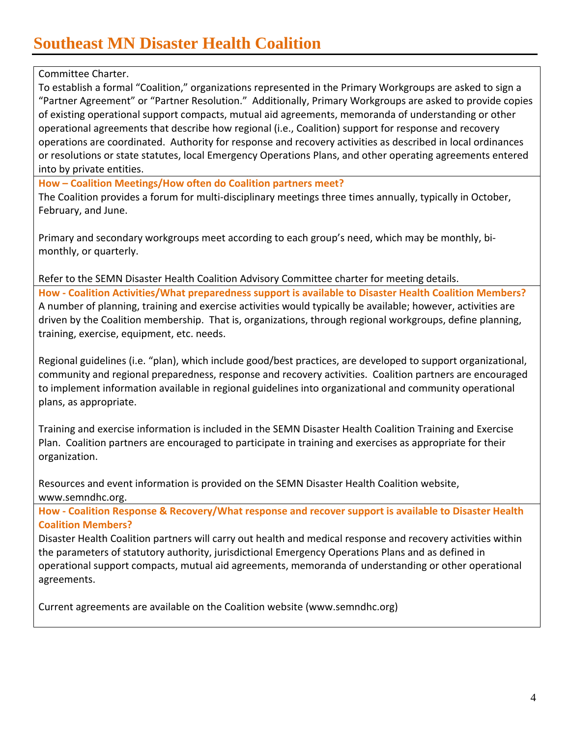# Southeast MN Disaster Health Coalition

Committee Charter.

To establish a formal "Coalition," organizations represented in the Primary Workgroups are asked to sign a "Partner Agreement" or "Partner Resolution." Additionally, Primary Workgroups are asked to provide copies of existing operational support compacts, mutual aid agreements, memoranda of understanding or other operational agreements that describe how regional (i.e., Coalition) support for response and recovery operations are coordinated. Authority for response and recovery activities as described in local ordinances or resolutions or state statutes, local Emergency Operations Plans, and other operating agreements entered into by private entities.

**How – Coalition Meetings/How often do Coalition partners meet?**

The Coalition provides a forum for multi-disciplinary meetings three times annually, typically in October, February, and June.

Primary and secondary workgroups meet according to each group's need, which may be monthly, bi-monthly, or quarterly.

Refer to the SEMN Disaster Health Coalition Advisory Committee charter for meeting details.

**How - Coalition Activities/What preparedness support is available to Disaster Health Coalition Members?**

A number of planning, training and exercise activities would typically be available; however, activities are driven by the Coalition membership. That is, organizations, through regional workgroups, define planning, training, exercise, equipment, etc. needs.

Regional guidelines (i.e. "plan), which include good/best practices, are developed to support organizational, community and regional preparedness, response and recovery activities. Coalition partners are encouraged to implement information available in regional guidelines into organizational and community operational plans, as appropriate.

Training and exercise information is included in the SEMN Disaster Health Coalition Training and Exercise Plan. Coalition partners are encouraged to participate in training and exercises as appropriate for their organization.

Resources and event information is provided on the SEMN Disaster Health Coalition website, www.semndhc.org.

**How - Coalition Response & Recovery/What response and recover support is available to Disaster Health Coalition Members?**

Disaster Health Coalition partners will carry out health and medical response and recovery activities within the parameters of statutory authority, jurisdictional Emergency Operations Plans and as defined in operational support compacts, mutual aid agreements, memoranda of understanding or other operational agreements.

Current agreements are available on the Coalition website (www.semndhc.org)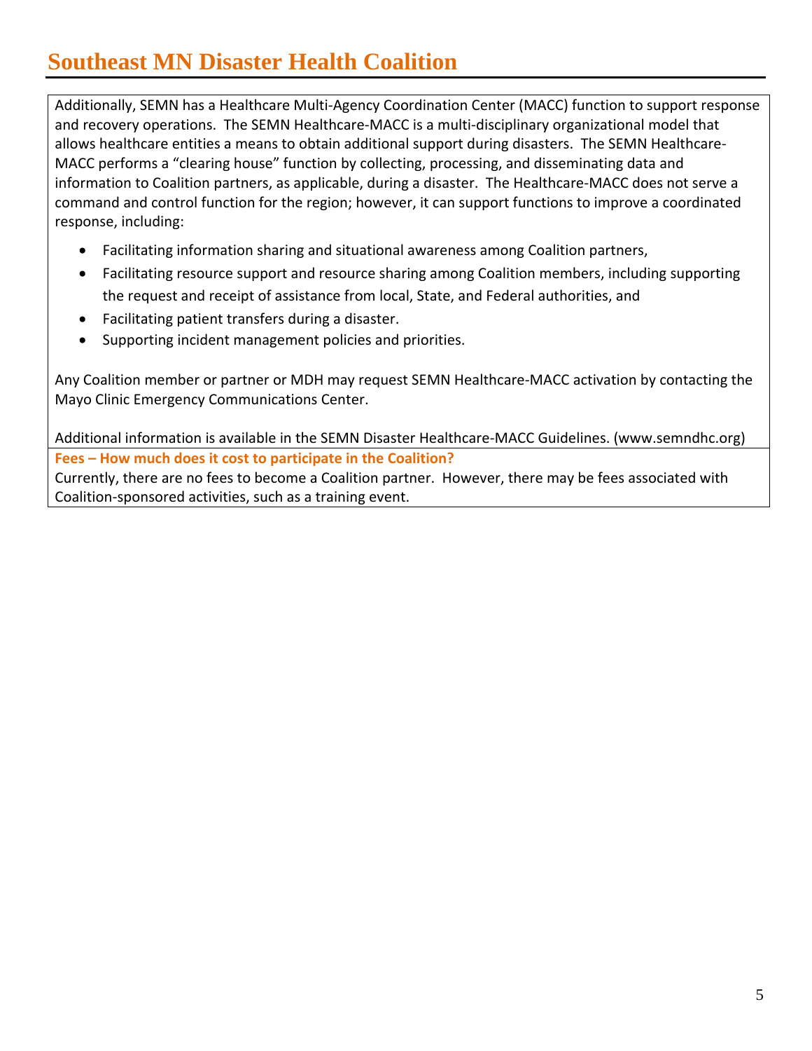Additionally, SEMN has a Healthcare Multi-Agency Coordination Center (MACC) function to support response and recovery operations. The SEMN Healthcare-MACC is a multi-disciplinary organizational model that allows healthcare entities a means to obtain additional support during disasters. The SEMN Healthcare-MACC performs a "clearing house" function by collecting, processing, and disseminating data and information to Coalition partners, as applicable, during a disaster. The Healthcare-MACC does not serve a command and control function for the region; however, it can support functions to improve a coordinated response, including:

- Facilitating information sharing and situational awareness among Coalition partners,
- Facilitating resource support and resource sharing among Coalition members, including supporting the request and receipt of assistance from local, State, and Federal authorities, and
- Facilitating patient transfers during a disaster.
- Supporting incident management policies and priorities.

Any Coalition member or partner or MDH may request SEMN Healthcare-MACC activation by contacting the Mayo Clinic Emergency Communications Center.

Additional information is available in the SEMN Disaster Healthcare-MACC Guidelines. (www.semndhc.org)

**Fees – How much does it cost to participate in the Coalition?**

Currently, there are no fees to become a Coalition partner. However, there may be fees associated with Coalition-sponsored activities, such as a training event.